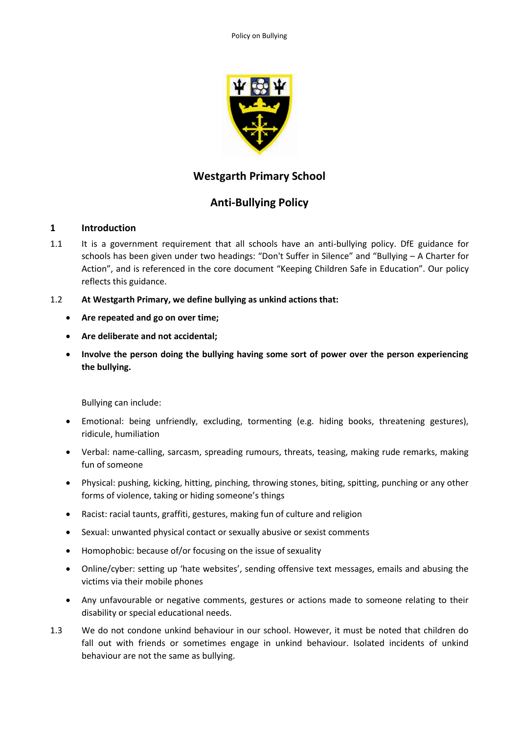# Westgarth Primary School

## Anti-Bullying Policy

### 1 Introduction

1.1 It is a government requirement that all schools have an anti-bullying policy. DfE guidance for schools has been given under two headings: "Don't Suffer in Silence" and "Bullying – A Charter for Action", and is referenced in the core document "Keeping Children Safe in Education". Our policy reflects this guidance.

1.2 **At Westgarth Primary, we define bullying as unkind actions that:**

- **Are repeated and go on over time;**
- **Are deliberate and not accidental;**
- **Involve the person doing the bullying having some sort of power over the person experiencing the bullying.**

Bullying can include:

- Emotional: being unfriendly, excluding, tormenting (e.g. hiding books, threatening gestures), ridicule, humiliation
- Verbal: name-calling, sarcasm, spreading rumours, threats, teasing, making rude remarks, making fun of someone
- Physical: pushing, kicking, hitting, pinching, throwing stones, biting, spitting, punching or any other forms of violence, taking or hiding someone's things
- Racist: racial taunts, graffiti, gestures, making fun of culture and religion
- Sexual: unwanted physical contact or sexually abusive or sexist comments
- Homophobic: because of/or focusing on the issue of sexuality
- Online/cyber: setting up 'hate websites', sending offensive text messages, emails and abusing the victims via their mobile phones
- Any unfavourable or negative comments, gestures or actions made to someone relating to their disability or special educational needs.

1.3 We do not condone unkind behaviour in our school. However, it must be noted that children do fall out with friends or sometimes engage in unkind behaviour. Isolated incidents of unkind behaviour are not the same as bullying.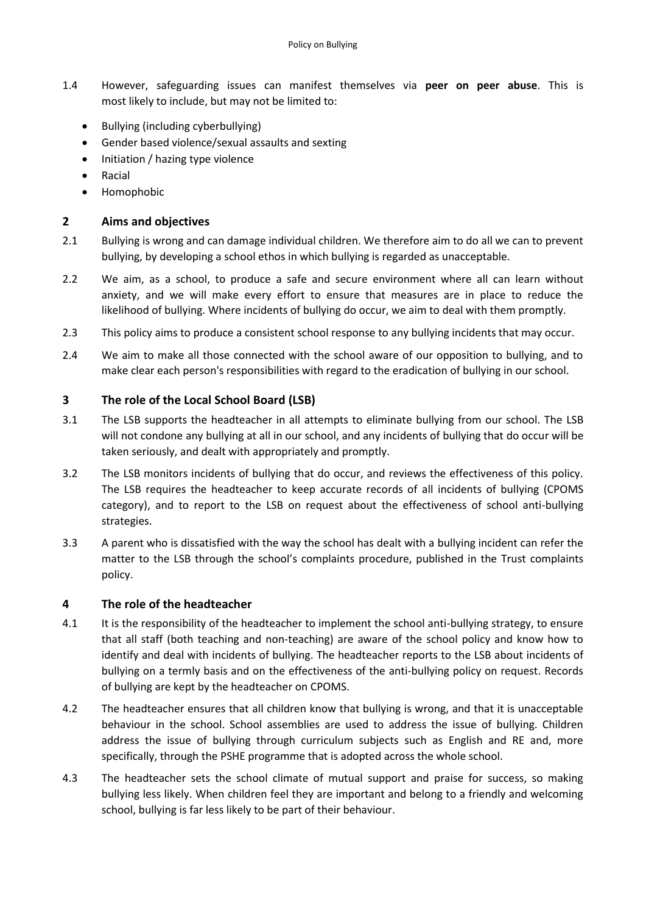1.4 However, safeguarding issues can manifest themselves via **peer on peer abuse**. This is most likely to include, but may not be limited to:

- Bullying (including cyberbullying)
- Gender based violence/sexual assaults and sexting
- Initiation / hazing type violence
- Racial
- Homophobic

## 2 Aims and objectives

2.1 Bullying is wrong and can damage individual children. We therefore aim to do all we can to prevent bullying, by developing a school ethos in which bullying is regarded as unacceptable.

2.2 We aim, as a school, to produce a safe and secure environment where all can learn without anxiety, and we will make every effort to ensure that measures are in place to reduce the likelihood of bullying. Where incidents of bullying do occur, we aim to deal with them promptly.

2.3 This policy aims to produce a consistent school response to any bullying incidents that may occur.

2.4 We aim to make all those connected with the school aware of our opposition to bullying, and to make clear each person's responsibilities with regard to the eradication of bullying in our school.

## 3 The role of the Local School Board (LSB)

3.1 The LSB supports the headteacher in all attempts to eliminate bullying from our school. The LSB will not condone any bullying at all in our school, and any incidents of bullying that do occur will be taken seriously, and dealt with appropriately and promptly.

3.2 The LSB monitors incidents of bullying that do occur, and reviews the effectiveness of this policy. The LSB requires the headteacher to keep accurate records of all incidents of bullying (CPOMS category), and to report to the LSB on request about the effectiveness of school anti-bullying strategies.

3.3 A parent who is dissatisfied with the way the school has dealt with a bullying incident can refer the matter to the LSB through the school's complaints procedure, published in the Trust complaints policy.

## 4 The role of the headteacher

4.1 It is the responsibility of the headteacher to implement the school anti-bullying strategy, to ensure that all staff (both teaching and non-teaching) are aware of the school policy and know how to identify and deal with incidents of bullying. The headteacher reports to the LSB about incidents of bullying on a termly basis and on the effectiveness of the anti-bullying policy on request. Records of bullying are kept by the headteacher on CPOMS.

4.2 The headteacher ensures that all children know that bullying is wrong, and that it is unacceptable behaviour in the school. School assemblies are used to address the issue of bullying. Children address the issue of bullying through curriculum subjects such as English and RE and, more specifically, through the PSHE programme that is adopted across the whole school.

4.3 The headteacher sets the school climate of mutual support and praise for success, so making bullying less likely. When children feel they are important and belong to a friendly and welcoming school, bullying is far less likely to be part of their behaviour.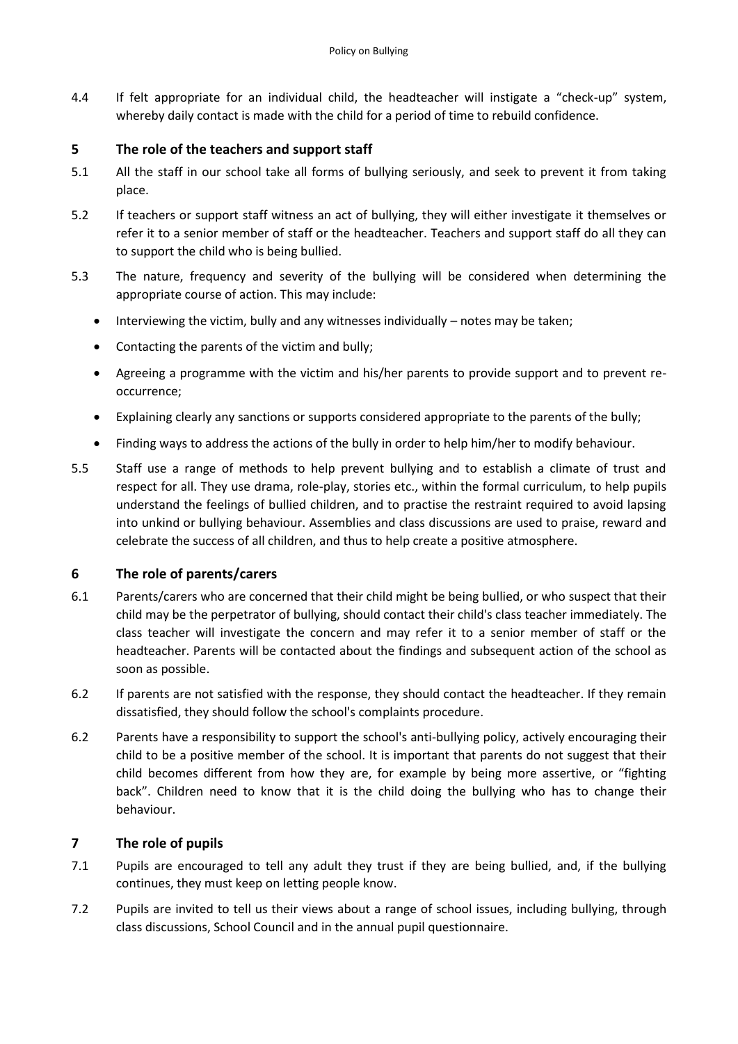4.4 If felt appropriate for an individual child, the headteacher will instigate a "check-up" system, whereby daily contact is made with the child for a period of time to rebuild confidence.

## 5 The role of the teachers and support staff

5.1 All the staff in our school take all forms of bullying seriously, and seek to prevent it from taking place.

5.2 If teachers or support staff witness an act of bullying, they will either investigate it themselves or refer it to a senior member of staff or the headteacher. Teachers and support staff do all they can to support the child who is being bullied.

5.3 The nature, frequency and severity of the bullying will be considered when determining the appropriate course of action. This may include:

- Interviewing the victim, bully and any witnesses individually – notes may be taken;
- Contacting the parents of the victim and bully;
- Agreeing a programme with the victim and his/her parents to provide support and to prevent re-occurrence;
- Explaining clearly any sanctions or supports considered appropriate to the parents of the bully;
- Finding ways to address the actions of the bully in order to help him/her to modify behaviour.

5.5 Staff use a range of methods to help prevent bullying and to establish a climate of trust and respect for all. They use drama, role-play, stories etc., within the formal curriculum, to help pupils understand the feelings of bullied children, and to practise the restraint required to avoid lapsing into unkind or bullying behaviour. Assemblies and class discussions are used to praise, reward and celebrate the success of all children, and thus to help create a positive atmosphere.

## 6 The role of parents/carers

6.1 Parents/carers who are concerned that their child might be being bullied, or who suspect that their child may be the perpetrator of bullying, should contact their child's class teacher immediately. The class teacher will investigate the concern and may refer it to a senior member of staff or the headteacher. Parents will be contacted about the findings and subsequent action of the school as soon as possible.

6.2 If parents are not satisfied with the response, they should contact the headteacher. If they remain dissatisfied, they should follow the school's complaints procedure.

6.2 Parents have a responsibility to support the school's anti-bullying policy, actively encouraging their child to be a positive member of the school. It is important that parents do not suggest that their child becomes different from how they are, for example by being more assertive, or "fighting back". Children need to know that it is the child doing the bullying who has to change their behaviour.

## 7 The role of pupils

7.1 Pupils are encouraged to tell any adult they trust if they are being bullied, and, if the bullying continues, they must keep on letting people know.

7.2 Pupils are invited to tell us their views about a range of school issues, including bullying, through class discussions, School Council and in the annual pupil questionnaire.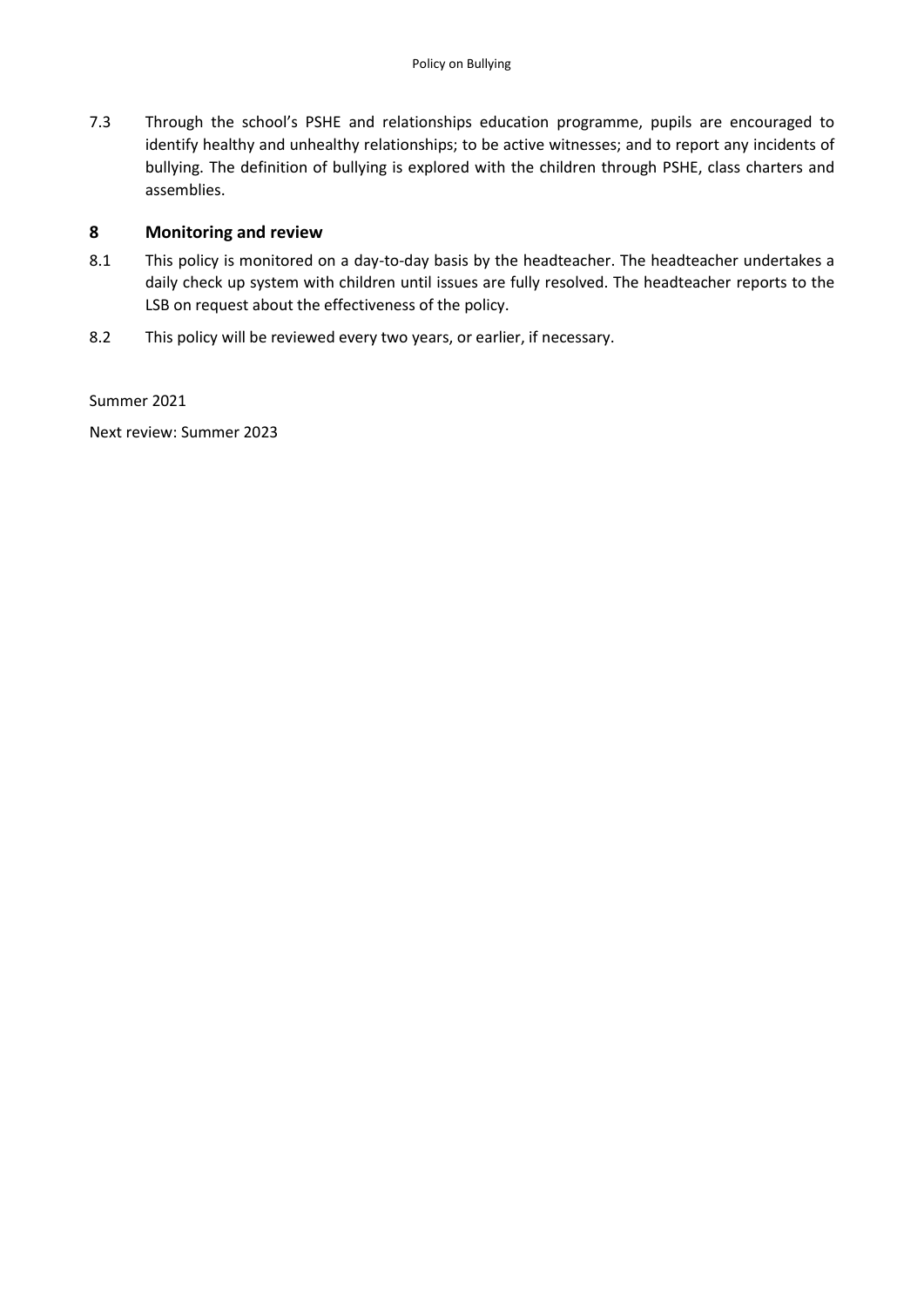7.3 Through the school's PSHE and relationships education programme, pupils are encouraged to identify healthy and unhealthy relationships; to be active witnesses; and to report any incidents of bullying. The definition of bullying is explored with the children through PSHE, class charters and assemblies.

## 8 Monitoring and review

8.1 This policy is monitored on a day-to-day basis by the headteacher. The headteacher undertakes a daily check up system with children until issues are fully resolved. The headteacher reports to the LSB on request about the effectiveness of the policy.

8.2 This policy will be reviewed every two years, or earlier, if necessary.

Summer 2021

Next review: Summer 2023